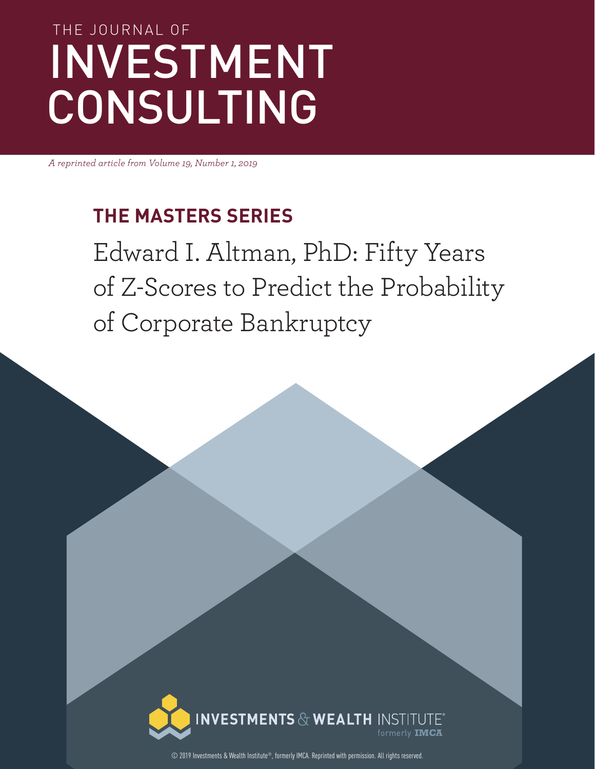THE JOURNAL OF

# INVESTMENT CONSULTING

*A reprinted article from Volume 19, Number 1, 2019*

## THE MASTERS SERIES

# Edward I. Altman, PhD: Fifty Years of Z-Scores to Predict the Probability of Corporate Bankruptcy

INVESTMENTS & WEALTH INSTITUTE® formerly IMCA

© 2019 Investments & Wealth Institute®, formerly IMCA. Reprinted with permission. All rights reserved.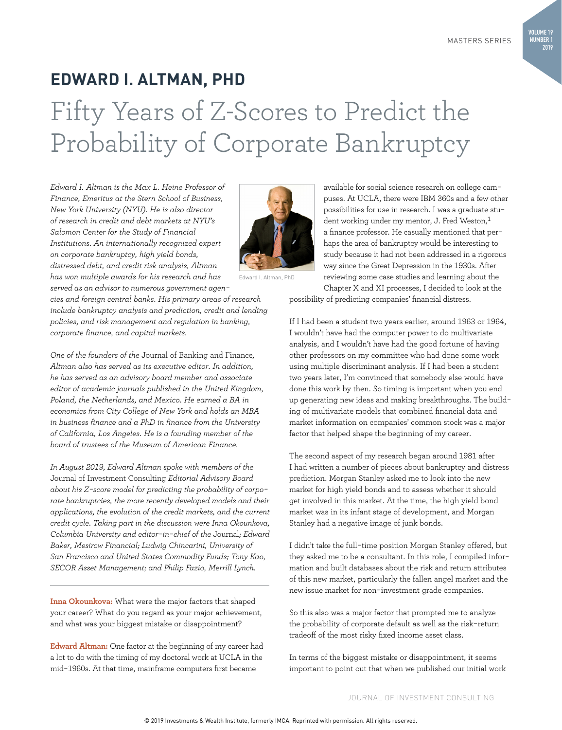# EDWARD I. ALTMAN, PHD

# Fifty Years of Z-Scores to Predict the Probability of Corporate Bankruptcy

*Edward I. Altman is the Max L. Heine Professor of Finance, Emeritus at the Stern School of Business, New York University (NYU). He is also director of research in credit and debt markets at NYU's Salomon Center for the Study of Financial Institutions. An internationally recognized expert on corporate bankruptcy, high yield bonds, distressed debt, and credit risk analysis, Altman has won multiple awards for his research and has served as an advisor to numerous government agencies and foreign central banks. His primary areas of research include bankruptcy analysis and prediction, credit and lending policies, and risk management and regulation in banking, corporate finance, and capital markets.*

Edward I. Altman, PhD

*One of the founders of the* Journal of Banking and Finance*, Altman also has served as its executive editor. In addition, he has served as an advisory board member and associate editor of academic journals published in the United Kingdom, Poland, the Netherlands, and Mexico. He earned a BA in economics from City College of New York and holds an MBA in business finance and a PhD in finance from the University of California, Los Angeles. He is a founding member of the board of trustees of the Museum of American Finance.*

*In August 2019, Edward Altman spoke with members of the* Journal of Investment Consulting *Editorial Advisory Board about his Z-score model for predicting the probability of corporate bankruptcies, the more recently developed models and their applications, the evolution of the credit markets, and the current credit cycle. Taking part in the discussion were Inna Okounkova, Columbia University and editor-in-chief of the* Journal*; Edward Baker, Mesirow Financial; Ludwig Chincarini, University of San Francisco and United States Commodity Funds; Tony Kao, SECOR Asset Management; and Philip Fazio, Merrill Lynch.*

---

**Inna Okounkova:** What were the major factors that shaped your career? What do you regard as your major achievement, and what was your biggest mistake or disappointment?

**Edward Altman:** One factor at the beginning of my career had a lot to do with the timing of my doctoral work at UCLA in the mid-1960s. At that time, mainframe computers first became available for social science research on college campuses. At UCLA, there were IBM 360s and a few other possibilities for use in research. I was a graduate student working under my mentor, J. Fred Weston,[1] a finance professor. He casually mentioned that perhaps the area of bankruptcy would be interesting to study because it had not been addressed in a rigorous way since the Great Depression in the 1930s. After reviewing some case studies and learning about the Chapter X and XI processes, I decided to look at the possibility of predicting companies' financial distress.

If I had been a student two years earlier, around 1963 or 1964, I wouldn't have had the computer power to do multivariate analysis, and I wouldn't have had the good fortune of having other professors on my committee who had done some work using multiple discriminant analysis. If I had been a student two years later, I'm convinced that somebody else would have done this work by then. So timing is important when you end up generating new ideas and making breakthroughs. The building of multivariate models that combined financial data and market information on companies' common stock was a major factor that helped shape the beginning of my career.

The second aspect of my research began around 1981 after I had written a number of pieces about bankruptcy and distress prediction. Morgan Stanley asked me to look into the new market for high yield bonds and to assess whether it should get involved in this market. At the time, the high yield bond market was in its infant stage of development, and Morgan Stanley had a negative image of junk bonds.

I didn't take the full-time position Morgan Stanley offered, but they asked me to be a consultant. In this role, I compiled information and built databases about the risk and return attributes of this new market, particularly the fallen angel market and the new issue market for non-investment grade companies.

So this also was a major factor that prompted me to analyze the probability of corporate default as well as the risk-return tradeoff of the most risky fixed income asset class.

In terms of the biggest mistake or disappointment, it seems important to point out that when we published our initial work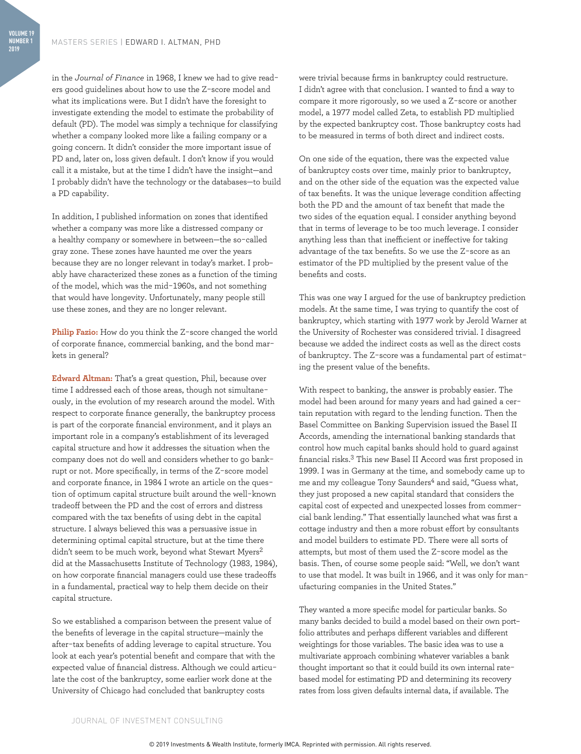in the *Journal of Finance* in 1968, I knew we had to give readers good guidelines about how to use the Z-score model and what its implications were. But I didn't have the foresight to investigate extending the model to estimate the probability of default (PD). The model was simply a technique for classifying whether a company looked more like a failing company or a going concern. It didn't consider the more important issue of PD and, later on, loss given default. I don't know if you would call it a mistake, but at the time I didn't have the insight—and I probably didn't have the technology or the databases—to build a PD capability.

In addition, I published information on zones that identified whether a company was more like a distressed company or a healthy company or somewhere in between—the so-called gray zone. These zones have haunted me over the years because they are no longer relevant in today's market. I probably have characterized these zones as a function of the timing of the model, which was the mid-1960s, and not something that would have longevity. Unfortunately, many people still use these zones, and they are no longer relevant.

**Philip Fazio:** How do you think the Z-score changed the world of corporate finance, commercial banking, and the bond markets in general?

**Edward Altman:** That's a great question, Phil, because over time I addressed each of those areas, though not simultaneously, in the evolution of my research around the model. With respect to corporate finance generally, the bankruptcy process is part of the corporate financial environment, and it plays an important role in a company's establishment of its leveraged capital structure and how it addresses the situation when the company does not do well and considers whether to go bankrupt or not. More specifically, in terms of the Z-score model and corporate finance, in 1984 I wrote an article on the question of optimum capital structure built around the well-known tradeoff between the PD and the cost of errors and distress compared with the tax benefits of using debt in the capital structure. I always believed this was a persuasive issue in determining optimal capital structure, but at the time there didn't seem to be much work, beyond what Stewart Myers[2] did at the Massachusetts Institute of Technology (1983, 1984), on how corporate financial managers could use these tradeoffs in a fundamental, practical way to help them decide on their capital structure.

So we established a comparison between the present value of the benefits of leverage in the capital structure—mainly the after-tax benefits of adding leverage to capital structure. You look at each year's potential benefit and compare that with the expected value of financial distress. Although we could articulate the cost of the bankruptcy, some earlier work done at the University of Chicago had concluded that bankruptcy costs were trivial because firms in bankruptcy could restructure. I didn't agree with that conclusion. I wanted to find a way to compare it more rigorously, so we used a Z-score or another model, a 1977 model called Zeta, to establish PD multiplied by the expected bankruptcy cost. Those bankruptcy costs had to be measured in terms of both direct and indirect costs.

On one side of the equation, there was the expected value of bankruptcy costs over time, mainly prior to bankruptcy, and on the other side of the equation was the expected value of tax benefits. It was the unique leverage condition affecting both the PD and the amount of tax benefit that made the two sides of the equation equal. I consider anything beyond that in terms of leverage to be too much leverage. I consider anything less than that inefficient or ineffective for taking advantage of the tax benefits. So we use the Z-score as an estimator of the PD multiplied by the present value of the benefits and costs.

This was one way I argued for the use of bankruptcy prediction models. At the same time, I was trying to quantify the cost of bankruptcy, which starting with 1977 work by Jerold Warner at the University of Rochester was considered trivial. I disagreed because we added the indirect costs as well as the direct costs of bankruptcy. The Z-score was a fundamental part of estimating the present value of the benefits.

With respect to banking, the answer is probably easier. The model had been around for many years and had gained a certain reputation with regard to the lending function. Then the Basel Committee on Banking Supervision issued the Basel II Accords, amending the international banking standards that control how much capital banks should hold to guard against financial risks.[3] This new Basel II Accord was first proposed in 1999. I was in Germany at the time, and somebody came up to me and my colleague Tony Saunders[4] and said, "Guess what, they just proposed a new capital standard that considers the capital cost of expected and unexpected losses from commercial bank lending." That essentially launched what was first a cottage industry and then a more robust effort by consultants and model builders to estimate PD. There were all sorts of attempts, but most of them used the Z-score model as the basis. Then, of course some people said: "Well, we don't want to use that model. It was built in 1966, and it was only for manufacturing companies in the United States."

They wanted a more specific model for particular banks. So many banks decided to build a model based on their own portfolio attributes and perhaps different variables and different weightings for those variables. The basic idea was to use a multivariate approach combining whatever variables a bank thought important so that it could build its own internal rate-based model for estimating PD and determining its recovery rates from loss given defaults internal data, if available. The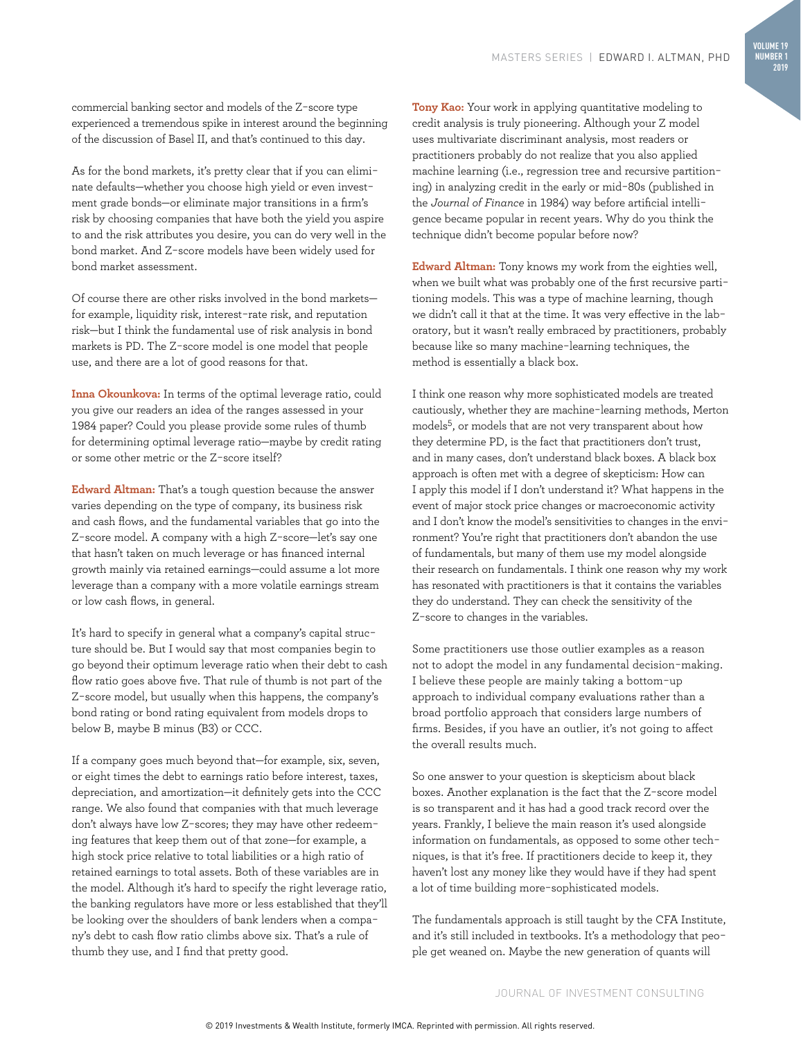commercial banking sector and models of the Z-score type experienced a tremendous spike in interest around the beginning of the discussion of Basel II, and that's continued to this day.

As for the bond markets, it's pretty clear that if you can eliminate defaults—whether you choose high yield or even investment grade bonds—or eliminate major transitions in a firm's risk by choosing companies that have both the yield you aspire to and the risk attributes you desire, you can do very well in the bond market. And Z-score models have been widely used for bond market assessment.

Of course there are other risks involved in the bond markets—for example, liquidity risk, interest-rate risk, and reputation risk—but I think the fundamental use of risk analysis in bond markets is PD. The Z-score model is one model that people use, and there are a lot of good reasons for that.

**Inna Okounkova:** In terms of the optimal leverage ratio, could you give our readers an idea of the ranges assessed in your 1984 paper? Could you please provide some rules of thumb for determining optimal leverage ratio—maybe by credit rating or some other metric or the Z-score itself?

**Edward Altman:** That's a tough question because the answer varies depending on the type of company, its business risk and cash flows, and the fundamental variables that go into the Z-score model. A company with a high Z-score—let's say one that hasn't taken on much leverage or has financed internal growth mainly via retained earnings—could assume a lot more leverage than a company with a more volatile earnings stream or low cash flows, in general.

It's hard to specify in general what a company's capital structure should be. But I would say that most companies begin to go beyond their optimum leverage ratio when their debt to cash flow ratio goes above five. That rule of thumb is not part of the Z-score model, but usually when this happens, the company's bond rating or bond rating equivalent from models drops to below B, maybe B minus (B3) or CCC.

If a company goes much beyond that—for example, six, seven, or eight times the debt to earnings ratio before interest, taxes, depreciation, and amortization—it definitely gets into the CCC range. We also found that companies with that much leverage don't always have low Z-scores; they may have other redeeming features that keep them out of that zone—for example, a high stock price relative to total liabilities or a high ratio of retained earnings to total assets. Both of these variables are in the model. Although it's hard to specify the right leverage ratio, the banking regulators have more or less established that they'll be looking over the shoulders of bank lenders when a company's debt to cash flow ratio climbs above six. That's a rule of thumb they use, and I find that pretty good.

**Tony Kao:** Your work in applying quantitative modeling to credit analysis is truly pioneering. Although your Z model uses multivariate discriminant analysis, most readers or practitioners probably do not realize that you also applied machine learning (i.e., regression tree and recursive partitioning) in analyzing credit in the early or mid-80s (published in the *Journal of Finance* in 1984) way before artificial intelligence became popular in recent years. Why do you think the technique didn't become popular before now?

**Edward Altman:** Tony knows my work from the eighties well, when we built what was probably one of the first recursive partitioning models. This was a type of machine learning, though we didn't call it that at the time. It was very effective in the laboratory, but it wasn't really embraced by practitioners, probably because like so many machine-learning techniques, the method is essentially a black box.

I think one reason why more sophisticated models are treated cautiously, whether they are machine-learning methods, Merton models[5], or models that are not very transparent about how they determine PD, is the fact that practitioners don't trust, and in many cases, don't understand black boxes. A black box approach is often met with a degree of skepticism: How can I apply this model if I don't understand it? What happens in the event of major stock price changes or macroeconomic activity and I don't know the model's sensitivities to changes in the environment? You're right that practitioners don't abandon the use of fundamentals, but many of them use my model alongside their research on fundamentals. I think one reason why my work has resonated with practitioners is that it contains the variables they do understand. They can check the sensitivity of the Z-score to changes in the variables.

Some practitioners use those outlier examples as a reason not to adopt the model in any fundamental decision-making. I believe these people are mainly taking a bottom-up approach to individual company evaluations rather than a broad portfolio approach that considers large numbers of firms. Besides, if you have an outlier, it's not going to affect the overall results much.

So one answer to your question is skepticism about black boxes. Another explanation is the fact that the Z-score model is so transparent and it has had a good track record over the years. Frankly, I believe the main reason it's used alongside information on fundamentals, as opposed to some other techniques, is that it's free. If practitioners decide to keep it, they haven't lost any money like they would have if they had spent a lot of time building more-sophisticated models.

The fundamentals approach is still taught by the CFA Institute, and it's still included in textbooks. It's a methodology that people get weaned on. Maybe the new generation of quants will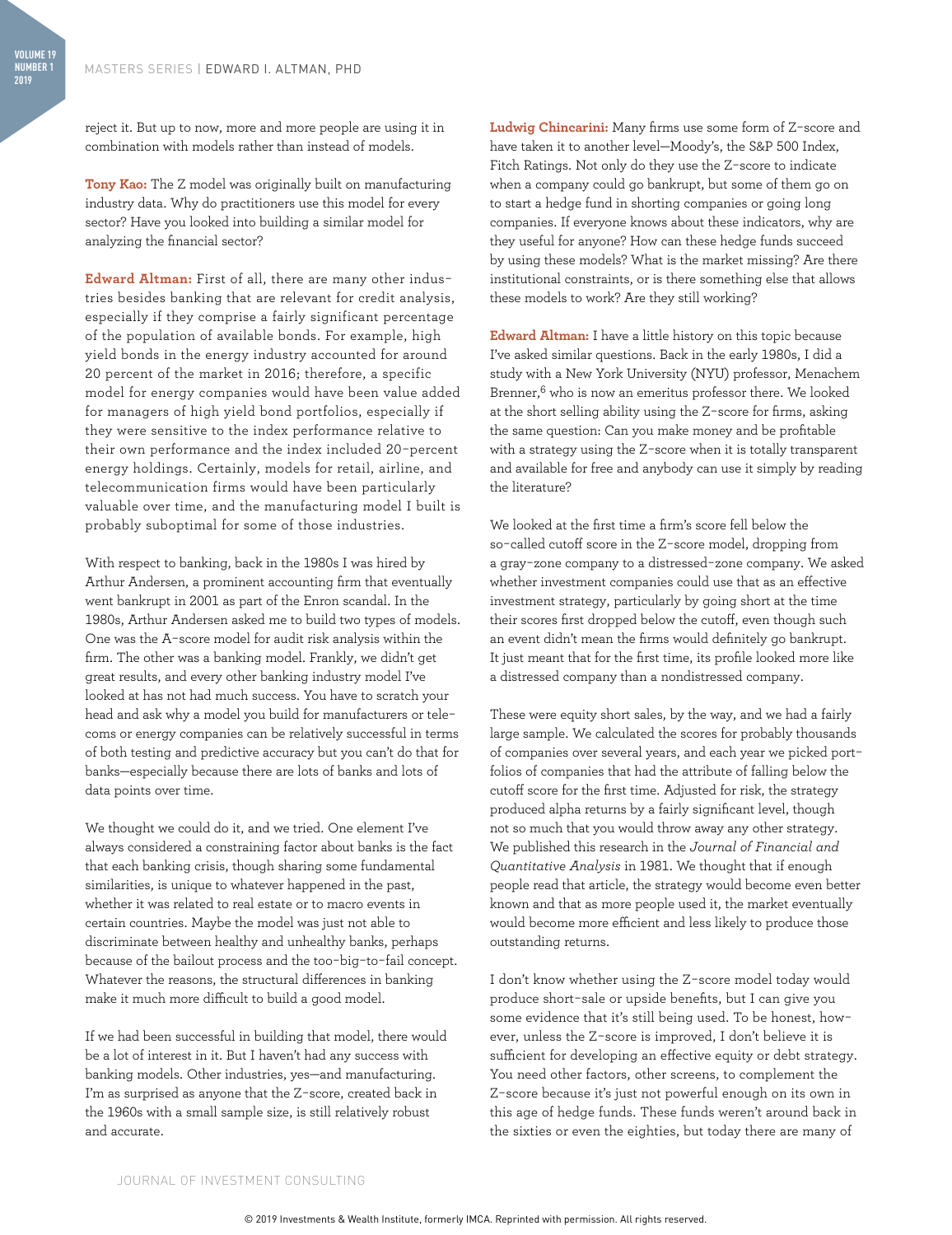reject it. But up to now, more and more people are using it in combination with models rather than instead of models.

**Tony Kao:** The Z model was originally built on manufacturing industry data. Why do practitioners use this model for every sector? Have you looked into building a similar model for analyzing the financial sector?

**Edward Altman:** First of all, there are many other industries besides banking that are relevant for credit analysis, especially if they comprise a fairly significant percentage of the population of available bonds. For example, high yield bonds in the energy industry accounted for around 20 percent of the market in 2016; therefore, a specific model for energy companies would have been value added for managers of high yield bond portfolios, especially if they were sensitive to the index performance relative to their own performance and the index included 20-percent energy holdings. Certainly, models for retail, airline, and telecommunication firms would have been particularly valuable over time, and the manufacturing model I built is probably suboptimal for some of those industries.

With respect to banking, back in the 1980s I was hired by Arthur Andersen, a prominent accounting firm that eventually went bankrupt in 2001 as part of the Enron scandal. In the 1980s, Arthur Andersen asked me to build two types of models. One was the A-score model for audit risk analysis within the firm. The other was a banking model. Frankly, we didn't get great results, and every other banking industry model I've looked at has not had much success. You have to scratch your head and ask why a model you build for manufacturers or telecoms or energy companies can be relatively successful in terms of both testing and predictive accuracy but you can't do that for banks—especially because there are lots of banks and lots of data points over time.

We thought we could do it, and we tried. One element I've always considered a constraining factor about banks is the fact that each banking crisis, though sharing some fundamental similarities, is unique to whatever happened in the past, whether it was related to real estate or to macro events in certain countries. Maybe the model was just not able to discriminate between healthy and unhealthy banks, perhaps because of the bailout process and the too-big-to-fail concept. Whatever the reasons, the structural differences in banking make it much more difficult to build a good model.

If we had been successful in building that model, there would be a lot of interest in it. But I haven't had any success with banking models. Other industries, yes—and manufacturing. I'm as surprised as anyone that the Z-score, created back in the 1960s with a small sample size, is still relatively robust and accurate.

**Ludwig Chincarini:** Many firms use some form of Z-score and have taken it to another level—Moody's, the S&P 500 Index, Fitch Ratings. Not only do they use the Z-score to indicate when a company could go bankrupt, but some of them go on to start a hedge fund in shorting companies or going long companies. If everyone knows about these indicators, why are they useful for anyone? How can these hedge funds succeed by using these models? What is the market missing? Are there institutional constraints, or is there something else that allows these models to work? Are they still working?

**Edward Altman:** I have a little history on this topic because I've asked similar questions. Back in the early 1980s, I did a study with a New York University (NYU) professor, Menachem Brenner,[6] who is now an emeritus professor there. We looked at the short selling ability using the Z-score for firms, asking the same question: Can you make money and be profitable with a strategy using the Z-score when it is totally transparent and available for free and anybody can use it simply by reading the literature?

We looked at the first time a firm's score fell below the so-called cutoff score in the Z-score model, dropping from a gray-zone company to a distressed-zone company. We asked whether investment companies could use that as an effective investment strategy, particularly by going short at the time their scores first dropped below the cutoff, even though such an event didn't mean the firms would definitely go bankrupt. It just meant that for the first time, its profile looked more like a distressed company than a nondistressed company.

These were equity short sales, by the way, and we had a fairly large sample. We calculated the scores for probably thousands of companies over several years, and each year we picked portfolios of companies that had the attribute of falling below the cutoff score for the first time. Adjusted for risk, the strategy produced alpha returns by a fairly significant level, though not so much that you would throw away any other strategy. We published this research in the *Journal of Financial and Quantitative Analysis* in 1981. We thought that if enough people read that article, the strategy would become even better known and that as more people used it, the market eventually would become more efficient and less likely to produce those outstanding returns.

I don't know whether using the Z-score model today would produce short-sale or upside benefits, but I can give you some evidence that it's still being used. To be honest, however, unless the Z-score is improved, I don't believe it is sufficient for developing an effective equity or debt strategy. You need other factors, other screens, to complement the Z-score because it's just not powerful enough on its own in this age of hedge funds. These funds weren't around back in the sixties or even the eighties, but today there are many of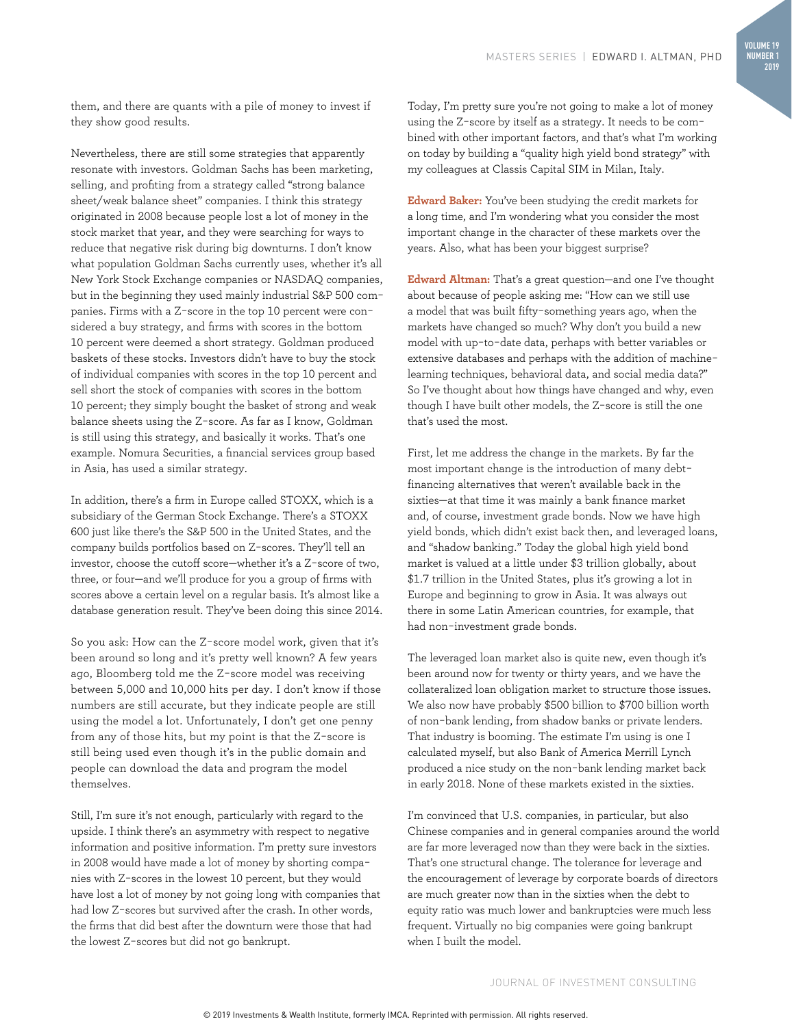them, and there are quants with a pile of money to invest if they show good results.

Nevertheless, there are still some strategies that apparently resonate with investors. Goldman Sachs has been marketing, selling, and profiting from a strategy called "strong balance sheet/weak balance sheet" companies. I think this strategy originated in 2008 because people lost a lot of money in the stock market that year, and they were searching for ways to reduce that negative risk during big downturns. I don't know what population Goldman Sachs currently uses, whether it's all New York Stock Exchange companies or NASDAQ companies, but in the beginning they used mainly industrial S&P 500 companies. Firms with a Z-score in the top 10 percent were considered a buy strategy, and firms with scores in the bottom 10 percent were deemed a short strategy. Goldman produced baskets of these stocks. Investors didn't have to buy the stock of individual companies with scores in the top 10 percent and sell short the stock of companies with scores in the bottom 10 percent; they simply bought the basket of strong and weak balance sheets using the Z-score. As far as I know, Goldman is still using this strategy, and basically it works. That's one example. Nomura Securities, a financial services group based in Asia, has used a similar strategy.

In addition, there's a firm in Europe called STOXX, which is a subsidiary of the German Stock Exchange. There's a STOXX 600 just like there's the S&P 500 in the United States, and the company builds portfolios based on Z-scores. They'll tell an investor, choose the cutoff score—whether it's a Z-score of two, three, or four—and we'll produce for you a group of firms with scores above a certain level on a regular basis. It's almost like a database generation result. They've been doing this since 2014.

So you ask: How can the Z-score model work, given that it's been around so long and it's pretty well known? A few years ago, Bloomberg told me the Z-score model was receiving between 5,000 and 10,000 hits per day. I don't know if those numbers are still accurate, but they indicate people are still using the model a lot. Unfortunately, I don't get one penny from any of those hits, but my point is that the Z-score is still being used even though it's in the public domain and people can download the data and program the model themselves.

Still, I'm sure it's not enough, particularly with regard to the upside. I think there's an asymmetry with respect to negative information and positive information. I'm pretty sure investors in 2008 would have made a lot of money by shorting companies with Z-scores in the lowest 10 percent, but they would have lost a lot of money by not going long with companies that had low Z-scores but survived after the crash. In other words, the firms that did best after the downturn were those that had the lowest Z-scores but did not go bankrupt.

Today, I'm pretty sure you're not going to make a lot of money using the Z-score by itself as a strategy. It needs to be combined with other important factors, and that's what I'm working on today by building a "quality high yield bond strategy" with my colleagues at Classis Capital SIM in Milan, Italy.

**Edward Baker:** You've been studying the credit markets for a long time, and I'm wondering what you consider the most important change in the character of these markets over the years. Also, what has been your biggest surprise?

**Edward Altman:** That's a great question—and one I've thought about because of people asking me: "How can we still use a model that was built fifty-something years ago, when the markets have changed so much? Why don't you build a new model with up-to-date data, perhaps with better variables or extensive databases and perhaps with the addition of machine-learning techniques, behavioral data, and social media data?" So I've thought about how things have changed and why, even though I have built other models, the Z-score is still the one that's used the most.

First, let me address the change in the markets. By far the most important change is the introduction of many debt-financing alternatives that weren't available back in the sixties—at that time it was mainly a bank finance market and, of course, investment grade bonds. Now we have high yield bonds, which didn't exist back then, and leveraged loans, and "shadow banking." Today the global high yield bond market is valued at a little under $3 trillion globally, about $1.7 trillion in the United States, plus it's growing a lot in Europe and beginning to grow in Asia. It was always out there in some Latin American countries, for example, that had non-investment grade bonds.

The leveraged loan market also is quite new, even though it's been around now for twenty or thirty years, and we have the collateralized loan obligation market to structure those issues. We also now have probably $500 billion to $700 billion worth of non-bank lending, from shadow banks or private lenders. That industry is booming. The estimate I'm using is one I calculated myself, but also Bank of America Merrill Lynch produced a nice study on the non-bank lending market back in early 2018. None of these markets existed in the sixties.

I'm convinced that U.S. companies, in particular, but also Chinese companies and in general companies around the world are far more leveraged now than they were back in the sixties. That's one structural change. The tolerance for leverage and the encouragement of leverage by corporate boards of directors are much greater now than in the sixties when the debt to equity ratio was much lower and bankruptcies were much less frequent. Virtually no big companies were going bankrupt when I built the model.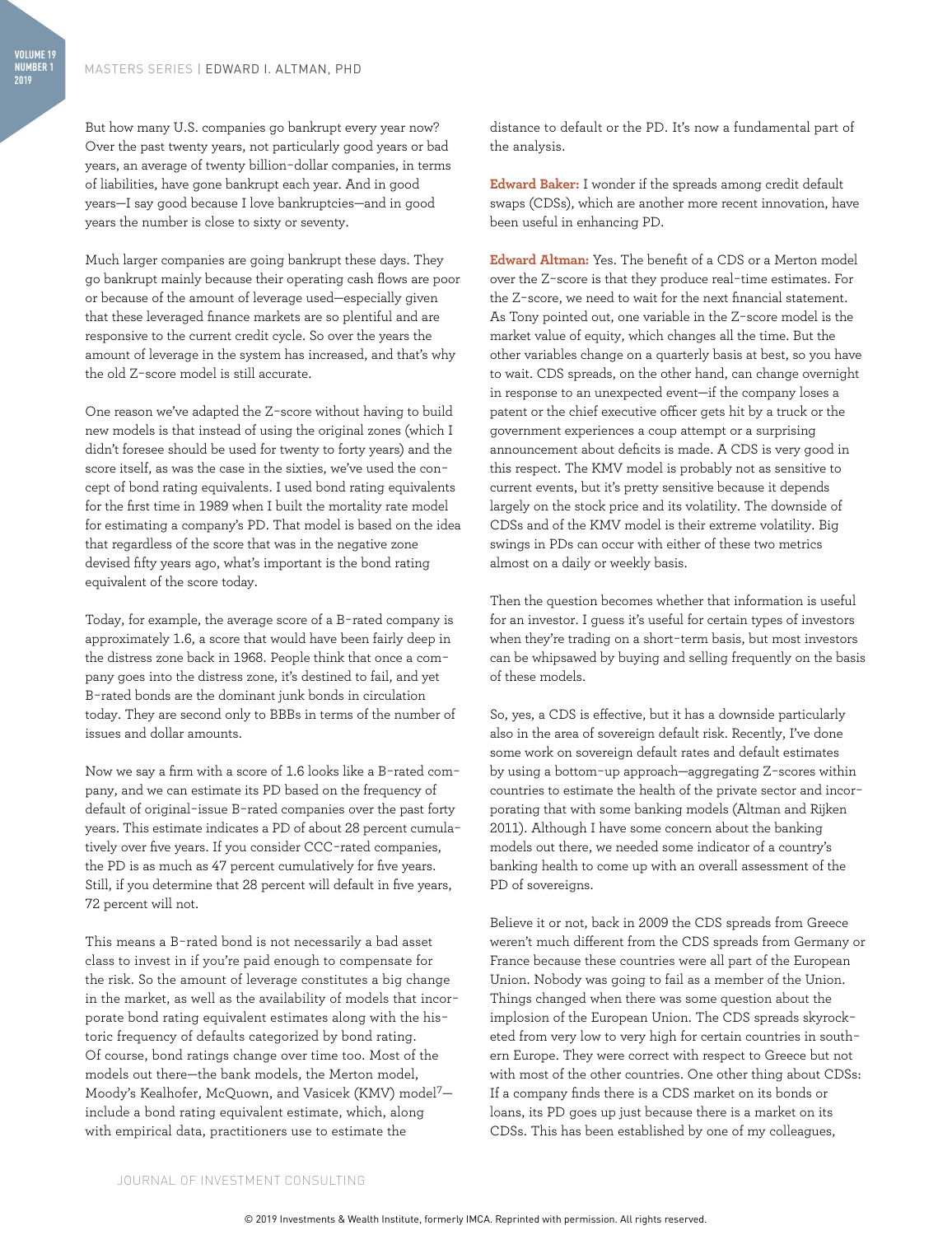But how many U.S. companies go bankrupt every year now? Over the past twenty years, not particularly good years or bad years, an average of twenty billion-dollar companies, in terms of liabilities, have gone bankrupt each year. And in good years—I say good because I love bankruptcies—and in good years the number is close to sixty or seventy.

Much larger companies are going bankrupt these days. They go bankrupt mainly because their operating cash flows are poor or because of the amount of leverage used—especially given that these leveraged finance markets are so plentiful and are responsive to the current credit cycle. So over the years the amount of leverage in the system has increased, and that's why the old Z-score model is still accurate.

One reason we've adapted the Z-score without having to build new models is that instead of using the original zones (which I didn't foresee should be used for twenty to forty years) and the score itself, as was the case in the sixties, we've used the concept of bond rating equivalents. I used bond rating equivalents for the first time in 1989 when I built the mortality rate model for estimating a company's PD. That model is based on the idea that regardless of the score that was in the negative zone devised fifty years ago, what's important is the bond rating equivalent of the score today.

Today, for example, the average score of a B-rated company is approximately 1.6, a score that would have been fairly deep in the distress zone back in 1968. People think that once a company goes into the distress zone, it's destined to fail, and yet B-rated bonds are the dominant junk bonds in circulation today. They are second only to BBBs in terms of the number of issues and dollar amounts.

Now we say a firm with a score of 1.6 looks like a B-rated company, and we can estimate its PD based on the frequency of default of original-issue B-rated companies over the past forty years. This estimate indicates a PD of about 28 percent cumulatively over five years. If you consider CCC-rated companies, the PD is as much as 47 percent cumulatively for five years. Still, if you determine that 28 percent will default in five years, 72 percent will not.

This means a B-rated bond is not necessarily a bad asset class to invest in if you're paid enough to compensate for the risk. So the amount of leverage constitutes a big change in the market, as well as the availability of models that incorporate bond rating equivalent estimates along with the historic frequency of defaults categorized by bond rating. Of course, bond ratings change over time too. Most of the models out there—the bank models, the Merton model, Moody's Kealhofer, McQuown, and Vasicek (KMV) model[7]—include a bond rating equivalent estimate, which, along with empirical data, practitioners use to estimate the distance to default or the PD. It's now a fundamental part of the analysis.

**Edward Baker:** I wonder if the spreads among credit default swaps (CDSs), which are another more recent innovation, have been useful in enhancing PD.

**Edward Altman:** Yes. The benefit of a CDS or a Merton model over the Z-score is that they produce real-time estimates. For the Z-score, we need to wait for the next financial statement. As Tony pointed out, one variable in the Z-score model is the market value of equity, which changes all the time. But the other variables change on a quarterly basis at best, so you have to wait. CDS spreads, on the other hand, can change overnight in response to an unexpected event—if the company loses a patent or the chief executive officer gets hit by a truck or the government experiences a coup attempt or a surprising announcement about deficits is made. A CDS is very good in this respect. The KMV model is probably not as sensitive to current events, but it's pretty sensitive because it depends largely on the stock price and its volatility. The downside of CDSs and of the KMV model is their extreme volatility. Big swings in PDs can occur with either of these two metrics almost on a daily or weekly basis.

Then the question becomes whether that information is useful for an investor. I guess it's useful for certain types of investors when they're trading on a short-term basis, but most investors can be whipsawed by buying and selling frequently on the basis of these models.

So, yes, a CDS is effective, but it has a downside particularly also in the area of sovereign default risk. Recently, I've done some work on sovereign default rates and default estimates by using a bottom-up approach—aggregating Z-scores within countries to estimate the health of the private sector and incorporating that with some banking models (Altman and Rijken 2011). Although I have some concern about the banking models out there, we needed some indicator of a country's banking health to come up with an overall assessment of the PD of sovereigns.

Believe it or not, back in 2009 the CDS spreads from Greece weren't much different from the CDS spreads from Germany or France because these countries were all part of the European Union. Nobody was going to fail as a member of the Union. Things changed when there was some question about the implosion of the European Union. The CDS spreads skyrocketed from very low to very high for certain countries in southern Europe. They were correct with respect to Greece but not with most of the other countries. One other thing about CDSs: If a company finds there is a CDS market on its bonds or loans, its PD goes up just because there is a market on its CDSs. This has been established by one of my colleagues,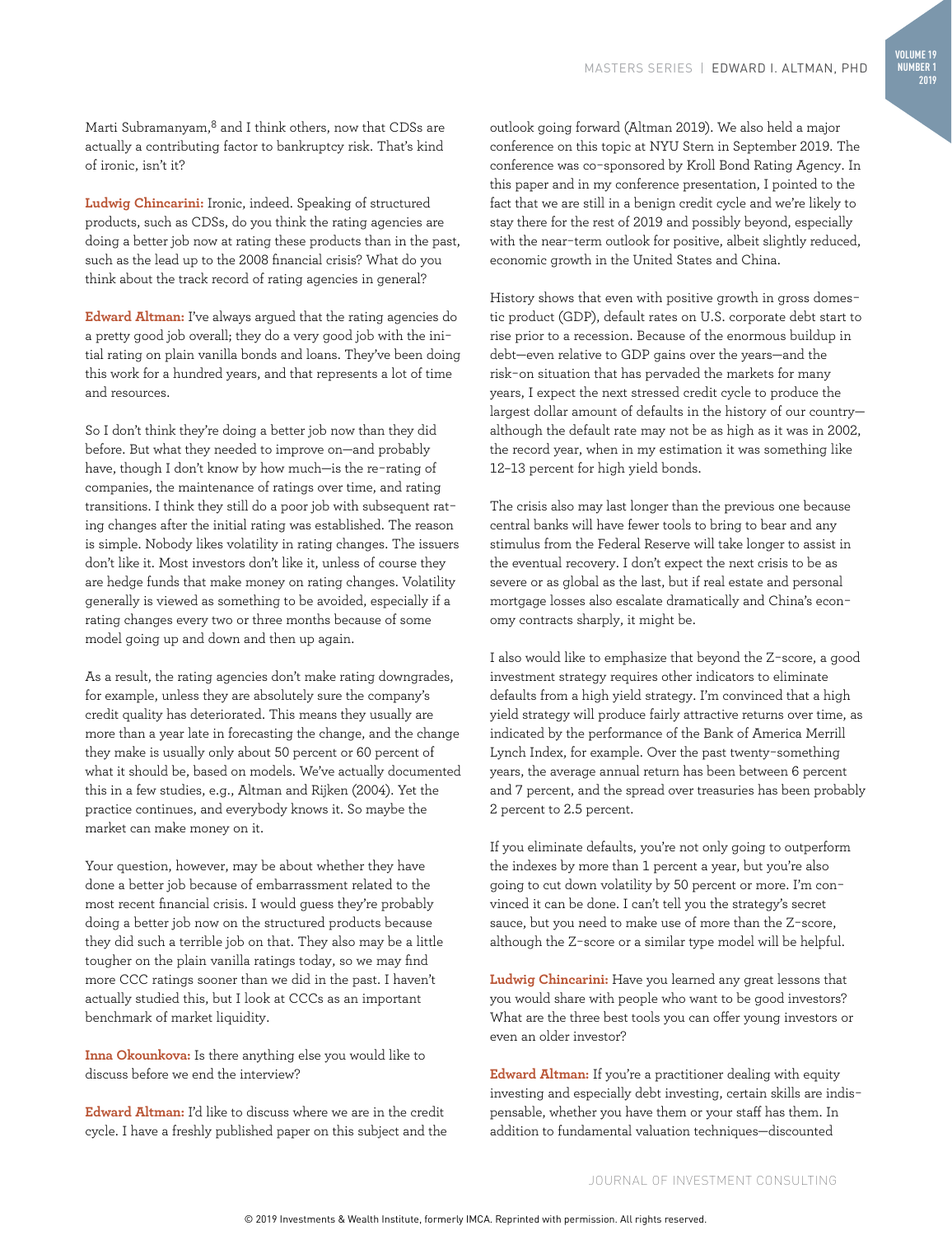Marti Subramanyam,[8] and I think others, now that CDSs are actually a contributing factor to bankruptcy risk. That's kind of ironic, isn't it?

**Ludwig Chincarini:** Ironic, indeed. Speaking of structured products, such as CDSs, do you think the rating agencies are doing a better job now at rating these products than in the past, such as the lead up to the 2008 financial crisis? What do you think about the track record of rating agencies in general?

**Edward Altman:** I've always argued that the rating agencies do a pretty good job overall; they do a very good job with the initial rating on plain vanilla bonds and loans. They've been doing this work for a hundred years, and that represents a lot of time and resources.

So I don't think they're doing a better job now than they did before. But what they needed to improve on—and probably have, though I don't know by how much—is the re-rating of companies, the maintenance of ratings over time, and rating transitions. I think they still do a poor job with subsequent rating changes after the initial rating was established. The reason is simple. Nobody likes volatility in rating changes. The issuers don't like it. Most investors don't like it, unless of course they are hedge funds that make money on rating changes. Volatility generally is viewed as something to be avoided, especially if a rating changes every two or three months because of some model going up and down and then up again.

As a result, the rating agencies don't make rating downgrades, for example, unless they are absolutely sure the company's credit quality has deteriorated. This means they usually are more than a year late in forecasting the change, and the change they make is usually only about 50 percent or 60 percent of what it should be, based on models. We've actually documented this in a few studies, e.g., Altman and Rijken (2004). Yet the practice continues, and everybody knows it. So maybe the market can make money on it.

Your question, however, may be about whether they have done a better job because of embarrassment related to the most recent financial crisis. I would guess they're probably doing a better job now on the structured products because they did such a terrible job on that. They also may be a little tougher on the plain vanilla ratings today, so we may find more CCC ratings sooner than we did in the past. I haven't actually studied this, but I look at CCCs as an important benchmark of market liquidity.

**Inna Okounkova:** Is there anything else you would like to discuss before we end the interview?

**Edward Altman:** I'd like to discuss where we are in the credit cycle. I have a freshly published paper on this subject and the outlook going forward (Altman 2019). We also held a major conference on this topic at NYU Stern in September 2019. The conference was co-sponsored by Kroll Bond Rating Agency. In this paper and in my conference presentation, I pointed to the fact that we are still in a benign credit cycle and we're likely to stay there for the rest of 2019 and possibly beyond, especially with the near-term outlook for positive, albeit slightly reduced, economic growth in the United States and China.

History shows that even with positive growth in gross domestic product (GDP), default rates on U.S. corporate debt start to rise prior to a recession. Because of the enormous buildup in debt—even relative to GDP gains over the years—and the risk-on situation that has pervaded the markets for many years, I expect the next stressed credit cycle to produce the largest dollar amount of defaults in the history of our country—although the default rate may not be as high as it was in 2002, the record year, when in my estimation it was something like 12–13 percent for high yield bonds.

The crisis also may last longer than the previous one because central banks will have fewer tools to bring to bear and any stimulus from the Federal Reserve will take longer to assist in the eventual recovery. I don't expect the next crisis to be as severe or as global as the last, but if real estate and personal mortgage losses also escalate dramatically and China's economy contracts sharply, it might be.

I also would like to emphasize that beyond the Z-score, a good investment strategy requires other indicators to eliminate defaults from a high yield strategy. I'm convinced that a high yield strategy will produce fairly attractive returns over time, as indicated by the performance of the Bank of America Merrill Lynch Index, for example. Over the past twenty-something years, the average annual return has been between 6 percent and 7 percent, and the spread over treasuries has been probably 2 percent to 2.5 percent.

If you eliminate defaults, you're not only going to outperform the indexes by more than 1 percent a year, but you're also going to cut down volatility by 50 percent or more. I'm convinced it can be done. I can't tell you the strategy's secret sauce, but you need to make use of more than the Z-score, although the Z-score or a similar type model will be helpful.

**Ludwig Chincarini:** Have you learned any great lessons that you would share with people who want to be good investors? What are the three best tools you can offer young investors or even an older investor?

**Edward Altman:** If you're a practitioner dealing with equity investing and especially debt investing, certain skills are indispensable, whether you have them or your staff has them. In addition to fundamental valuation techniques—discounted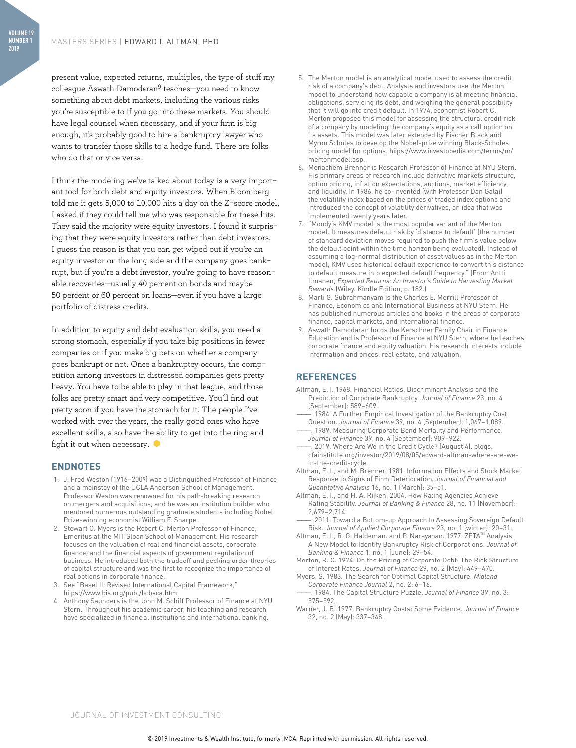present value, expected returns, multiples, the type of stuff my colleague Aswath Damodaran[9] teaches—you need to know something about debt markets, including the various risks you're susceptible to if you go into these markets. You should have legal counsel when necessary, and if your firm is big enough, it's probably good to hire a bankruptcy lawyer who wants to transfer those skills to a hedge fund. There are folks who do that or vice versa.

I think the modeling we've talked about today is a very important tool for both debt and equity investors. When Bloomberg told me it gets 5,000 to 10,000 hits a day on the Z-score model, I asked if they could tell me who was responsible for these hits. They said the majority were equity investors. I found it surprising that they were equity investors rather than debt investors. I guess the reason is that you can get wiped out if you're an equity investor on the long side and the company goes bankrupt, but if you're a debt investor, you're going to have reasonable recoveries—usually 40 percent on bonds and maybe 50 percent or 60 percent on loans—even if you have a large portfolio of distress credits.

In addition to equity and debt evaluation skills, you need a strong stomach, especially if you take big positions in fewer companies or if you make big bets on whether a company goes bankrupt or not. Once a bankruptcy occurs, the competition among investors in distressed companies gets pretty heavy. You have to be able to play in that league, and those folks are pretty smart and very competitive. You'll find out pretty soon if you have the stomach for it. The people I've worked with over the years, the really good ones who have excellent skills, also have the ability to get into the ring and fight it out when necessary.

## ENDNOTES

1. J. Fred Weston (1916–2009) was a Distinguished Professor of Finance and a mainstay of the UCLA Anderson School of Management. Professor Weston was renowned for his path-breaking research on mergers and acquisitions, and he was an institution builder who mentored numerous outstanding graduate students including Nobel Prize-winning economist William F. Sharpe.
2. Stewart C. Myers is the Robert C. Merton Professor of Finance, Emeritus at the MIT Sloan School of Management. His research focuses on the valuation of real and financial assets, corporate finance, and the financial aspects of government regulation of business. He introduced both the tradeoff and pecking order theories of capital structure and was the first to recognize the importance of real options in corporate finance.
3. See "Basel II: Revised International Capital Framework," hiips://www.bis.org/publ/bcbsca.htm.
4. Anthony Saunders is the John M. Schiff Professor of Finance at NYU Stern. Throughout his academic career, his teaching and research have specialized in financial institutions and international banking.
5. The Merton model is an analytical model used to assess the credit risk of a company's debt. Analysts and investors use the Merton model to understand how capable a company is at meeting financial obligations, servicing its debt, and weighing the general possibility that it will go into credit default. In 1974, economist Robert C. Merton proposed this model for assessing the structural credit risk of a company by modeling the company's equity as a call option on its assets. This model was later extended by Fischer Black and Myron Scholes to develop the Nobel-prize winning Black-Scholes pricing model for options. hiips://www.investopedia.com/terms/m/mertonmodel.asp.
6. Menachem Brenner is Research Professor of Finance at NYU Stern. His primary areas of research include derivative markets structure, option pricing, inflation expectations, auctions, market efficiency, and liquidity. In 1986, he co-invented (with Professor Dan Galai) the volatility index based on the prices of traded index options and introduced the concept of volatility derivatives, an idea that was implemented twenty years later.
7. "Moody's KMV model is the most popular variant of the Merton model. It measures default risk by 'distance to default' (the number of standard deviation moves required to push the firm's value below the default point within the time horizon being evaluated). Instead of assuming a log-normal distribution of asset values as in the Merton model, KMV uses historical default experience to convert this distance to default measure into expected default frequency." (From Antti Ilmanen, *Expected Returns: An Investor's Guide to Harvesting Market Rewards* (Wiley. Kindle Edition, p. 182.)
8. Marti G. Subrahmanyam is the Charles E. Merrill Professor of Finance, Economics and International Business at NYU Stern. He has published numerous articles and books in the areas of corporate finance, capital markets, and international finance.
9. Aswath Damodaran holds the Kerschner Family Chair in Finance Education and is Professor of Finance at NYU Stern, where he teaches corporate finance and equity valuation. His research interests include information and prices, real estate, and valuation.

## REFERENCES

Altman, E. I. 1968. Financial Ratios, Discriminant Analysis and the Prediction of Corporate Bankruptcy. *Journal of Finance* 23, no. 4 (September): 589–609.

———. 1984. A Further Empirical Investigation of the Bankruptcy Cost Question. *Journal of Finance* 39, no. 4 (September): 1,067–1,089.

———. 1989. Measuring Corporate Bond Mortality and Performance. *Journal of Finance* 39, no. 4 (September): 909–922.

———. 2019. Where Are We in the Credit Cycle? (August 4). blogs.cfainstitute.org/investor/2019/08/05/edward-altman-where-are-we-in-the-credit-cycle.

Altman, E. I., and M. Brenner. 1981. Information Effects and Stock Market Response to Signs of Firm Deterioration. *Journal of Financial and Quantitative Analysis* 16, no. 1 (March): 35–51.

Altman, E. I., and H. A. Rijken. 2004. How Rating Agencies Achieve Rating Stability. *Journal of Banking & Finance* 28, no. 11 (November): 2,679–2,714.

———. 2011. Toward a Bottom-up Approach to Assessing Sovereign Default Risk. *Journal of Applied Corporate Finance* 23, no. 1 (winter): 20–31.

Altman, E. I., R. G. Haldeman. and P. Narayanan. 1977. ZETA™ Analysis A New Model to Identify Bankruptcy Risk of Corporations. *Journal of Banking & Finance* 1, no. 1 (June): 29–54.

Merton, R. C. 1974. On the Pricing of Corporate Debt: The Risk Structure of Interest Rates. *Journal of Finance* 29, no. 2 (May): 449–470.

Myers, S. 1983. The Search for Optimal Capital Structure. *Midland Corporate Finance Journal* 2, no. 2: 6–16.

———. 1984. The Capital Structure Puzzle. *Journal of Finance* 39, no. 3: 575–592.

Warner, J. B. 1977. Bankruptcy Costs: Some Evidence. *Journal of Finance* 32, no. 2 (May): 337–348.